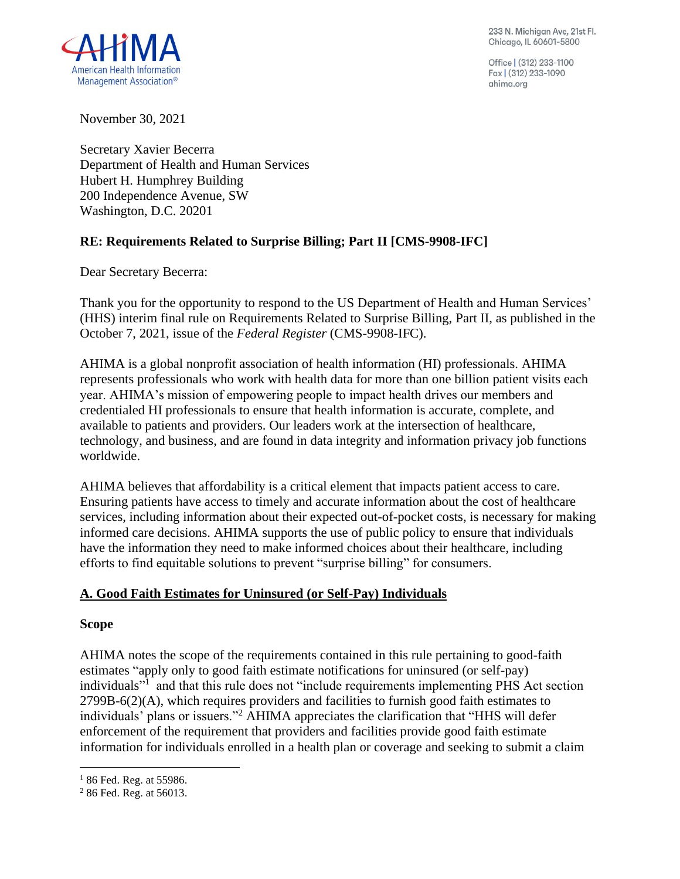AHIMA
American Health Information Management Association®

233 N. Michigan Ave, 21st Fl.
Chicago, IL 60601-5800

Office | (312) 233-1100
Fax | (312) 233-1090
ahima.org

November 30, 2021

Secretary Xavier Becerra
Department of Health and Human Services
Hubert H. Humphrey Building
200 Independence Avenue, SW
Washington, D.C. 20201

**RE: Requirements Related to Surprise Billing; Part II [CMS-9908-IFC]**

Dear Secretary Becerra:

Thank you for the opportunity to respond to the US Department of Health and Human Services' (HHS) interim final rule on Requirements Related to Surprise Billing, Part II, as published in the October 7, 2021, issue of the *Federal Register* (CMS-9908-IFC).

AHIMA is a global nonprofit association of health information (HI) professionals. AHIMA represents professionals who work with health data for more than one billion patient visits each year. AHIMA's mission of empowering people to impact health drives our members and credentialed HI professionals to ensure that health information is accurate, complete, and available to patients and providers. Our leaders work at the intersection of healthcare, technology, and business, and are found in data integrity and information privacy job functions worldwide.

AHIMA believes that affordability is a critical element that impacts patient access to care. Ensuring patients have access to timely and accurate information about the cost of healthcare services, including information about their expected out-of-pocket costs, is necessary for making informed care decisions. AHIMA supports the use of public policy to ensure that individuals have the information they need to make informed choices about their healthcare, including efforts to find equitable solutions to prevent "surprise billing" for consumers.

## A. Good Faith Estimates for Uninsured (or Self-Pay) Individuals

### Scope

AHIMA notes the scope of the requirements contained in this rule pertaining to good-faith estimates "apply only to good faith estimate notifications for uninsured (or self-pay) individuals"[1] and that this rule does not "include requirements implementing PHS Act section 2799B-6(2)(A), which requires providers and facilities to furnish good faith estimates to individuals' plans or issuers."[2] AHIMA appreciates the clarification that "HHS will defer enforcement of the requirement that providers and facilities provide good faith estimate information for individuals enrolled in a health plan or coverage and seeking to submit a claim

[1] 86 Fed. Reg. at 55986.

[2] 86 Fed. Reg. at 56013.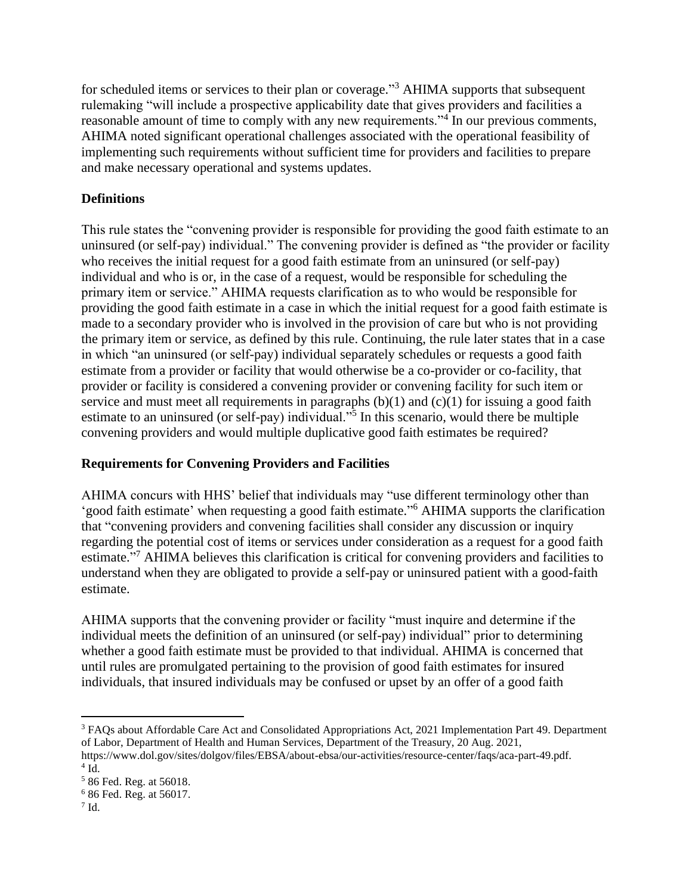for scheduled items or services to their plan or coverage."[3] AHIMA supports that subsequent rulemaking "will include a prospective applicability date that gives providers and facilities a reasonable amount of time to comply with any new requirements."[4] In our previous comments, AHIMA noted significant operational challenges associated with the operational feasibility of implementing such requirements without sufficient time for providers and facilities to prepare and make necessary operational and systems updates.

**Definitions**

This rule states the "convening provider is responsible for providing the good faith estimate to an uninsured (or self-pay) individual." The convening provider is defined as "the provider or facility who receives the initial request for a good faith estimate from an uninsured (or self-pay) individual and who is or, in the case of a request, would be responsible for scheduling the primary item or service." AHIMA requests clarification as to who would be responsible for providing the good faith estimate in a case in which the initial request for a good faith estimate is made to a secondary provider who is involved in the provision of care but who is not providing the primary item or service, as defined by this rule. Continuing, the rule later states that in a case in which "an uninsured (or self-pay) individual separately schedules or requests a good faith estimate from a provider or facility that would otherwise be a co-provider or co-facility, that provider or facility is considered a convening provider or convening facility for such item or service and must meet all requirements in paragraphs (b)(1) and (c)(1) for issuing a good faith estimate to an uninsured (or self-pay) individual."[5] In this scenario, would there be multiple convening providers and would multiple duplicative good faith estimates be required?

**Requirements for Convening Providers and Facilities**

AHIMA concurs with HHS' belief that individuals may "use different terminology other than 'good faith estimate' when requesting a good faith estimate."[6] AHIMA supports the clarification that "convening providers and convening facilities shall consider any discussion or inquiry regarding the potential cost of items or services under consideration as a request for a good faith estimate."[7] AHIMA believes this clarification is critical for convening providers and facilities to understand when they are obligated to provide a self-pay or uninsured patient with a good-faith estimate.

AHIMA supports that the convening provider or facility "must inquire and determine if the individual meets the definition of an uninsured (or self-pay) individual" prior to determining whether a good faith estimate must be provided to that individual. AHIMA is concerned that until rules are promulgated pertaining to the provision of good faith estimates for insured individuals, that insured individuals may be confused or upset by an offer of a good faith

---

[3] FAQs about Affordable Care Act and Consolidated Appropriations Act, 2021 Implementation Part 49. Department of Labor, Department of Health and Human Services, Department of the Treasury, 20 Aug. 2021, https://www.dol.gov/sites/dolgov/files/EBSA/about-ebsa/our-activities/resource-center/faqs/aca-part-49.pdf.

[4] Id.

[5] 86 Fed. Reg. at 56018.

[6] 86 Fed. Reg. at 56017.

[7] Id.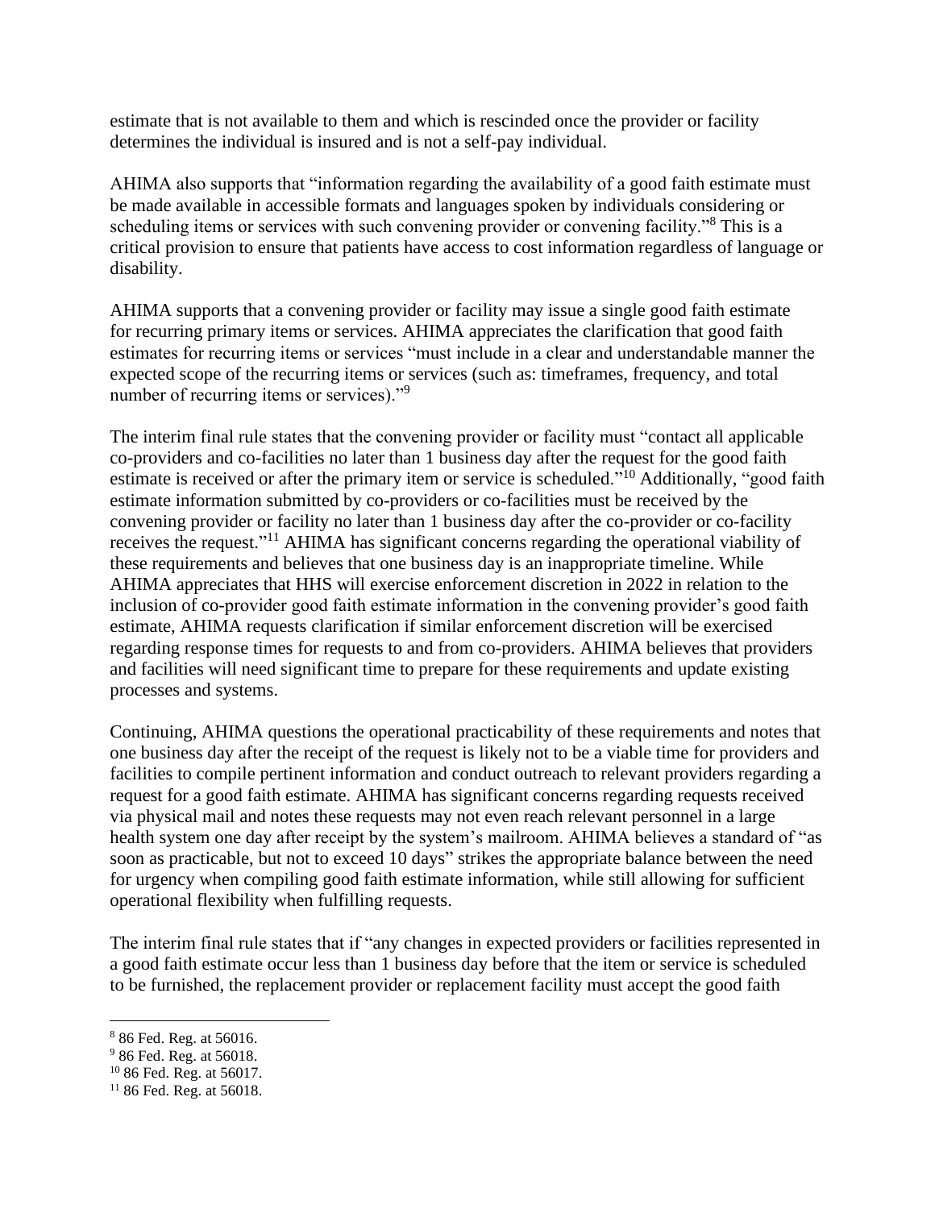estimate that is not available to them and which is rescinded once the provider or facility determines the individual is insured and is not a self-pay individual.

AHIMA also supports that "information regarding the availability of a good faith estimate must be made available in accessible formats and languages spoken by individuals considering or scheduling items or services with such convening provider or convening facility."[8] This is a critical provision to ensure that patients have access to cost information regardless of language or disability.

AHIMA supports that a convening provider or facility may issue a single good faith estimate for recurring primary items or services. AHIMA appreciates the clarification that good faith estimates for recurring items or services "must include in a clear and understandable manner the expected scope of the recurring items or services (such as: timeframes, frequency, and total number of recurring items or services)."[9]

The interim final rule states that the convening provider or facility must "contact all applicable co-providers and co-facilities no later than 1 business day after the request for the good faith estimate is received or after the primary item or service is scheduled."[10] Additionally, "good faith estimate information submitted by co-providers or co-facilities must be received by the convening provider or facility no later than 1 business day after the co-provider or co-facility receives the request."[11] AHIMA has significant concerns regarding the operational viability of these requirements and believes that one business day is an inappropriate timeline. While AHIMA appreciates that HHS will exercise enforcement discretion in 2022 in relation to the inclusion of co-provider good faith estimate information in the convening provider's good faith estimate, AHIMA requests clarification if similar enforcement discretion will be exercised regarding response times for requests to and from co-providers. AHIMA believes that providers and facilities will need significant time to prepare for these requirements and update existing processes and systems.

Continuing, AHIMA questions the operational practicability of these requirements and notes that one business day after the receipt of the request is likely not to be a viable time for providers and facilities to compile pertinent information and conduct outreach to relevant providers regarding a request for a good faith estimate. AHIMA has significant concerns regarding requests received via physical mail and notes these requests may not even reach relevant personnel in a large health system one day after receipt by the system's mailroom. AHIMA believes a standard of "as soon as practicable, but not to exceed 10 days" strikes the appropriate balance between the need for urgency when compiling good faith estimate information, while still allowing for sufficient operational flexibility when fulfilling requests.

The interim final rule states that if "any changes in expected providers or facilities represented in a good faith estimate occur less than 1 business day before that the item or service is scheduled to be furnished, the replacement provider or replacement facility must accept the good faith

[8] 86 Fed. Reg. at 56016.
[9] 86 Fed. Reg. at 56018.
[10] 86 Fed. Reg. at 56017.
[11] 86 Fed. Reg. at 56018.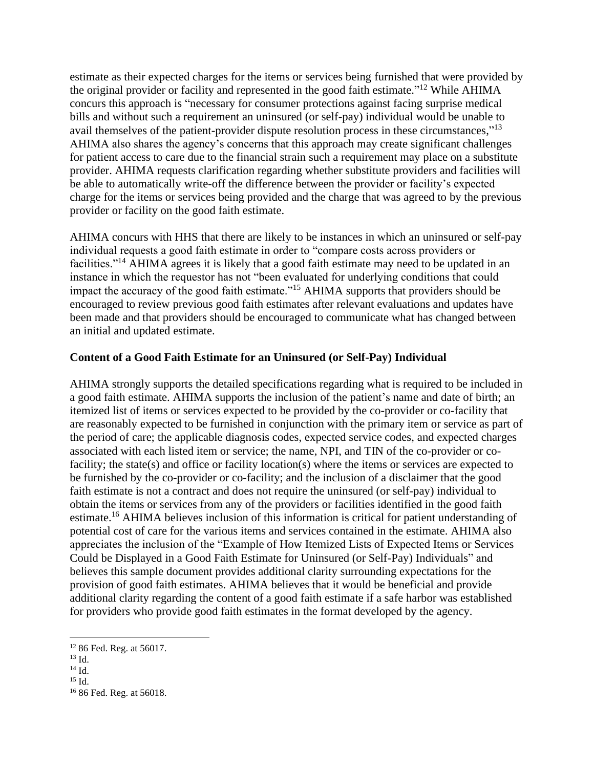estimate as their expected charges for the items or services being furnished that were provided by the original provider or facility and represented in the good faith estimate."[12] While AHIMA concurs this approach is "necessary for consumer protections against facing surprise medical bills and without such a requirement an uninsured (or self-pay) individual would be unable to avail themselves of the patient-provider dispute resolution process in these circumstances,"[13] AHIMA also shares the agency's concerns that this approach may create significant challenges for patient access to care due to the financial strain such a requirement may place on a substitute provider. AHIMA requests clarification regarding whether substitute providers and facilities will be able to automatically write-off the difference between the provider or facility's expected charge for the items or services being provided and the charge that was agreed to by the previous provider or facility on the good faith estimate.

AHIMA concurs with HHS that there are likely to be instances in which an uninsured or self-pay individual requests a good faith estimate in order to "compare costs across providers or facilities."[14] AHIMA agrees it is likely that a good faith estimate may need to be updated in an instance in which the requestor has not "been evaluated for underlying conditions that could impact the accuracy of the good faith estimate."[15] AHIMA supports that providers should be encouraged to review previous good faith estimates after relevant evaluations and updates have been made and that providers should be encouraged to communicate what has changed between an initial and updated estimate.

**Content of a Good Faith Estimate for an Uninsured (or Self-Pay) Individual**

AHIMA strongly supports the detailed specifications regarding what is required to be included in a good faith estimate. AHIMA supports the inclusion of the patient's name and date of birth; an itemized list of items or services expected to be provided by the co-provider or co-facility that are reasonably expected to be furnished in conjunction with the primary item or service as part of the period of care; the applicable diagnosis codes, expected service codes, and expected charges associated with each listed item or service; the name, NPI, and TIN of the co-provider or co-facility; the state(s) and office or facility location(s) where the items or services are expected to be furnished by the co-provider or co-facility; and the inclusion of a disclaimer that the good faith estimate is not a contract and does not require the uninsured (or self-pay) individual to obtain the items or services from any of the providers or facilities identified in the good faith estimate.[16] AHIMA believes inclusion of this information is critical for patient understanding of potential cost of care for the various items and services contained in the estimate. AHIMA also appreciates the inclusion of the "Example of How Itemized Lists of Expected Items or Services Could be Displayed in a Good Faith Estimate for Uninsured (or Self-Pay) Individuals" and believes this sample document provides additional clarity surrounding expectations for the provision of good faith estimates. AHIMA believes that it would be beneficial and provide additional clarity regarding the content of a good faith estimate if a safe harbor was established for providers who provide good faith estimates in the format developed by the agency.

---

[12] 86 Fed. Reg. at 56017.
[13] Id.
[14] Id.
[15] Id.
[16] 86 Fed. Reg. at 56018.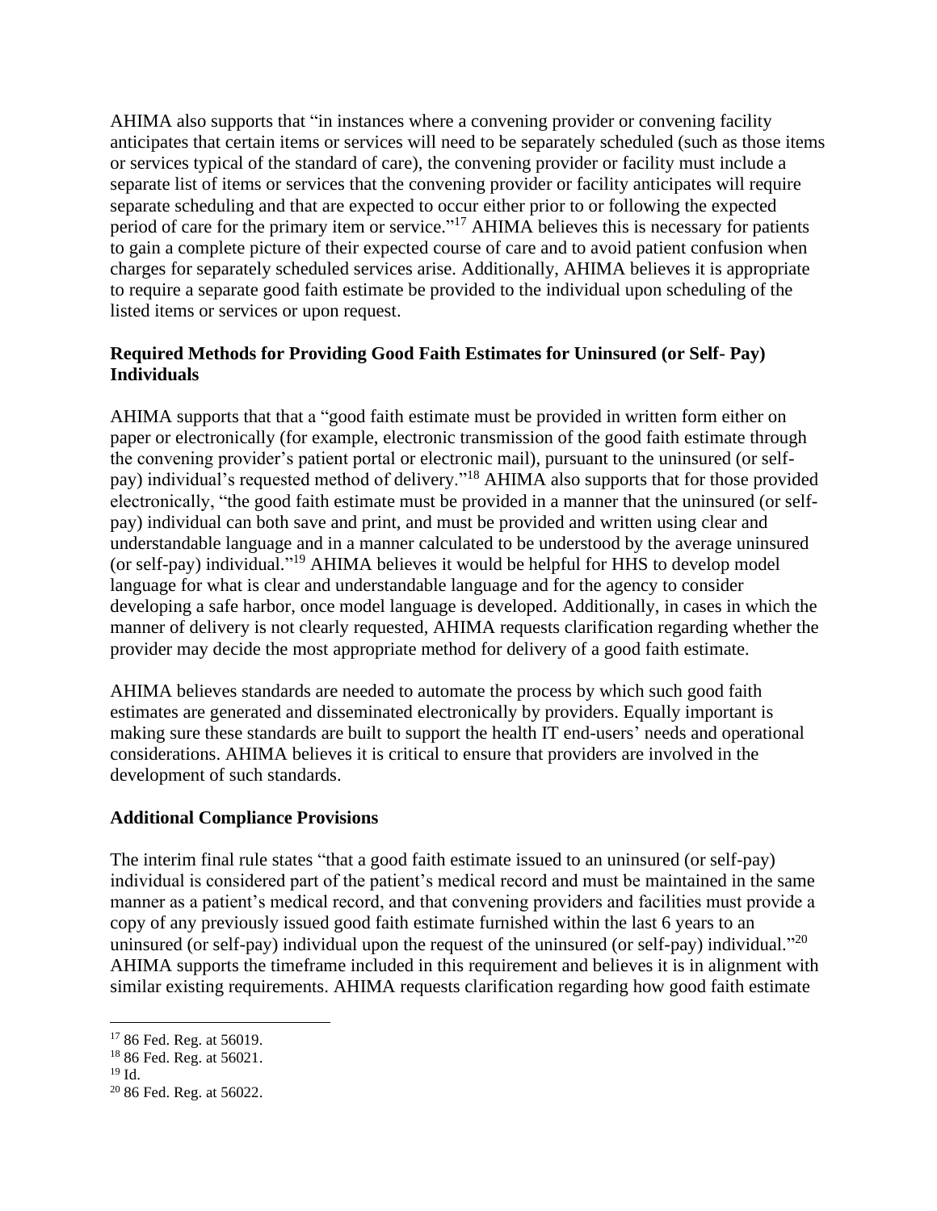AHIMA also supports that "in instances where a convening provider or convening facility anticipates that certain items or services will need to be separately scheduled (such as those items or services typical of the standard of care), the convening provider or facility must include a separate list of items or services that the convening provider or facility anticipates will require separate scheduling and that are expected to occur either prior to or following the expected period of care for the primary item or service."[17] AHIMA believes this is necessary for patients to gain a complete picture of their expected course of care and to avoid patient confusion when charges for separately scheduled services arise. Additionally, AHIMA believes it is appropriate to require a separate good faith estimate be provided to the individual upon scheduling of the listed items or services or upon request.

**Required Methods for Providing Good Faith Estimates for Uninsured (or Self- Pay) Individuals**

AHIMA supports that that a "good faith estimate must be provided in written form either on paper or electronically (for example, electronic transmission of the good faith estimate through the convening provider's patient portal or electronic mail), pursuant to the uninsured (or self-pay) individual's requested method of delivery."[18] AHIMA also supports that for those provided electronically, "the good faith estimate must be provided in a manner that the uninsured (or self-pay) individual can both save and print, and must be provided and written using clear and understandable language and in a manner calculated to be understood by the average uninsured (or self-pay) individual."[19] AHIMA believes it would be helpful for HHS to develop model language for what is clear and understandable language and for the agency to consider developing a safe harbor, once model language is developed. Additionally, in cases in which the manner of delivery is not clearly requested, AHIMA requests clarification regarding whether the provider may decide the most appropriate method for delivery of a good faith estimate.

AHIMA believes standards are needed to automate the process by which such good faith estimates are generated and disseminated electronically by providers. Equally important is making sure these standards are built to support the health IT end-users' needs and operational considerations. AHIMA believes it is critical to ensure that providers are involved in the development of such standards.

**Additional Compliance Provisions**

The interim final rule states "that a good faith estimate issued to an uninsured (or self-pay) individual is considered part of the patient's medical record and must be maintained in the same manner as a patient's medical record, and that convening providers and facilities must provide a copy of any previously issued good faith estimate furnished within the last 6 years to an uninsured (or self-pay) individual upon the request of the uninsured (or self-pay) individual."[20] AHIMA supports the timeframe included in this requirement and believes it is in alignment with similar existing requirements. AHIMA requests clarification regarding how good faith estimate

---

[17] 86 Fed. Reg. at 56019.

[18] 86 Fed. Reg. at 56021.

[19] Id.

[20] 86 Fed. Reg. at 56022.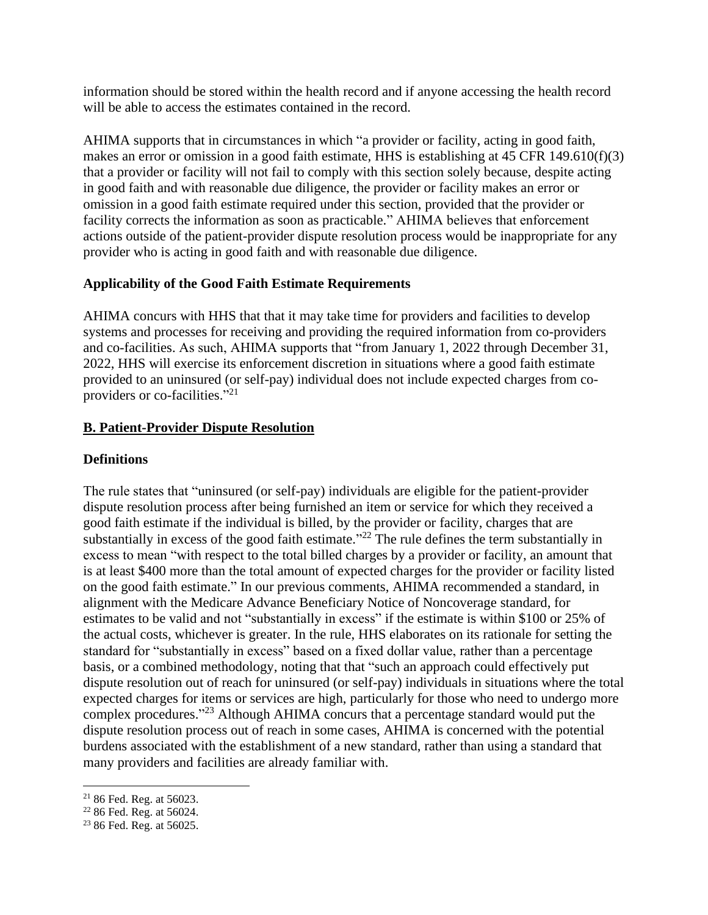information should be stored within the health record and if anyone accessing the health record will be able to access the estimates contained in the record.

AHIMA supports that in circumstances in which "a provider or facility, acting in good faith, makes an error or omission in a good faith estimate, HHS is establishing at 45 CFR 149.610(f)(3) that a provider or facility will not fail to comply with this section solely because, despite acting in good faith and with reasonable due diligence, the provider or facility makes an error or omission in a good faith estimate required under this section, provided that the provider or facility corrects the information as soon as practicable." AHIMA believes that enforcement actions outside of the patient-provider dispute resolution process would be inappropriate for any provider who is acting in good faith and with reasonable due diligence.

**Applicability of the Good Faith Estimate Requirements**

AHIMA concurs with HHS that that it may take time for providers and facilities to develop systems and processes for receiving and providing the required information from co-providers and co-facilities. As such, AHIMA supports that "from January 1, 2022 through December 31, 2022, HHS will exercise its enforcement discretion in situations where a good faith estimate provided to an uninsured (or self-pay) individual does not include expected charges from co-providers or co-facilities."[21]

**B. Patient-Provider Dispute Resolution**

**Definitions**

The rule states that "uninsured (or self-pay) individuals are eligible for the patient-provider dispute resolution process after being furnished an item or service for which they received a good faith estimate if the individual is billed, by the provider or facility, charges that are substantially in excess of the good faith estimate."[22] The rule defines the term substantially in excess to mean "with respect to the total billed charges by a provider or facility, an amount that is at least $400 more than the total amount of expected charges for the provider or facility listed on the good faith estimate." In our previous comments, AHIMA recommended a standard, in alignment with the Medicare Advance Beneficiary Notice of Noncoverage standard, for estimates to be valid and not "substantially in excess" if the estimate is within $100 or 25% of the actual costs, whichever is greater. In the rule, HHS elaborates on its rationale for setting the standard for "substantially in excess" based on a fixed dollar value, rather than a percentage basis, or a combined methodology, noting that that "such an approach could effectively put dispute resolution out of reach for uninsured (or self-pay) individuals in situations where the total expected charges for items or services are high, particularly for those who need to undergo more complex procedures."[23] Although AHIMA concurs that a percentage standard would put the dispute resolution process out of reach in some cases, AHIMA is concerned with the potential burdens associated with the establishment of a new standard, rather than using a standard that many providers and facilities are already familiar with.

---

[21] 86 Fed. Reg. at 56023.
[22] 86 Fed. Reg. at 56024.
[23] 86 Fed. Reg. at 56025.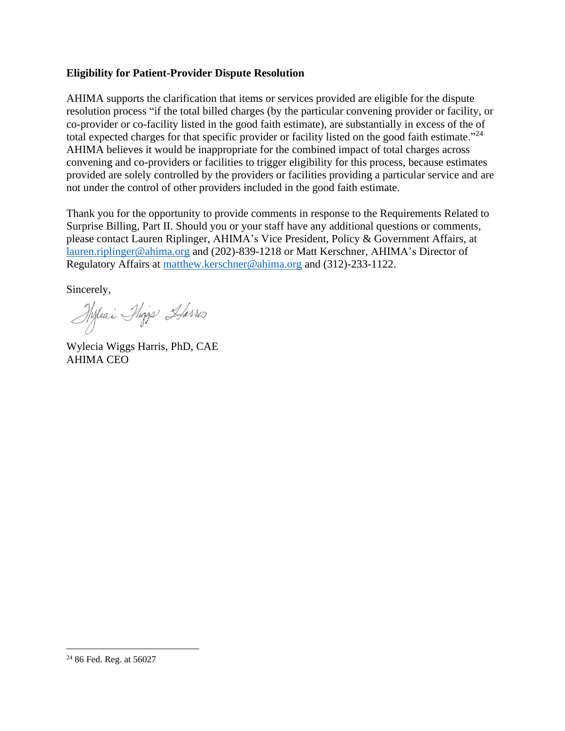**Eligibility for Patient-Provider Dispute Resolution**

AHIMA supports the clarification that items or services provided are eligible for the dispute resolution process "if the total billed charges (by the particular convening provider or facility, or co-provider or co-facility listed in the good faith estimate), are substantially in excess of the of total expected charges for that specific provider or facility listed on the good faith estimate."[24] AHIMA believes it would be inappropriate for the combined impact of total charges across convening and co-providers or facilities to trigger eligibility for this process, because estimates provided are solely controlled by the providers or facilities providing a particular service and are not under the control of other providers included in the good faith estimate.

Thank you for the opportunity to provide comments in response to the Requirements Related to Surprise Billing, Part II. Should you or your staff have any additional questions or comments, please contact Lauren Riplinger, AHIMA's Vice President, Policy & Government Affairs, at lauren.riplinger@ahima.org and (202)-839-1218 or Matt Kerschner, AHIMA's Director of Regulatory Affairs at matthew.kerschner@ahima.org and (312)-233-1122.

Sincerely,

Wylecia Wiggs Harris, PhD, CAE
AHIMA CEO

[24] 86 Fed. Reg. at 56027